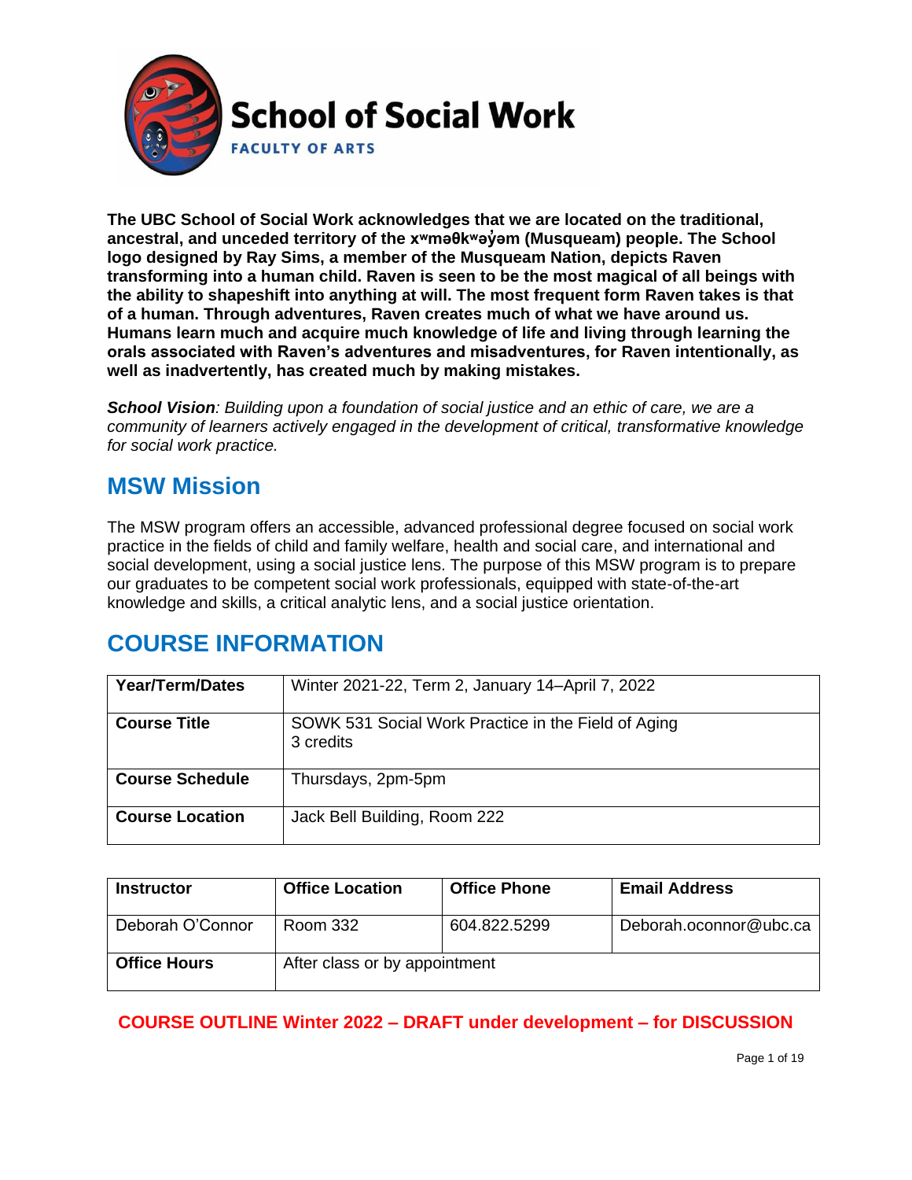# School of Social Work

FACULTY OF ARTS

**The UBC School of Social Work acknowledges that we are located on the traditional, ancestral, and unceded territory of the xʷməθkʷəy̓əm (Musqueam) people. The School logo designed by Ray Sims, a member of the Musqueam Nation, depicts Raven transforming into a human child. Raven is seen to be the most magical of all beings with the ability to shapeshift into anything at will. The most frequent form Raven takes is that of a human. Through adventures, Raven creates much of what we have around us. Humans learn much and acquire much knowledge of life and living through learning the orals associated with Raven's adventures and misadventures, for Raven intentionally, as well as inadvertently, has created much by making mistakes.**

***School Vision****: Building upon a foundation of social justice and an ethic of care, we are a community of learners actively engaged in the development of critical, transformative knowledge for social work practice.*

## MSW Mission

The MSW program offers an accessible, advanced professional degree focused on social work practice in the fields of child and family welfare, health and social care, and international and social development, using a social justice lens. The purpose of this MSW program is to prepare our graduates to be competent social work professionals, equipped with state-of-the-art knowledge and skills, a critical analytic lens, and a social justice orientation.

## COURSE INFORMATION

| **Year/Term/Dates** | Winter 2021-22, Term 2, January 14–April 7, 2022 |
|---|---|
| **Course Title** | SOWK 531 Social Work Practice in the Field of Aging<br>3 credits |
| **Course Schedule** | Thursdays, 2pm-5pm |
| **Course Location** | Jack Bell Building, Room 222 |

| **Instructor** | **Office Location** | **Office Phone** | **Email Address** |
|---|---|---|---|
| Deborah O'Connor | Room 332 | 604.822.5299 | Deborah.oconnor@ubc.ca |
| **Office Hours** | After class or by appointment | | |

**COURSE OUTLINE Winter 2022 – DRAFT under development – for DISCUSSION**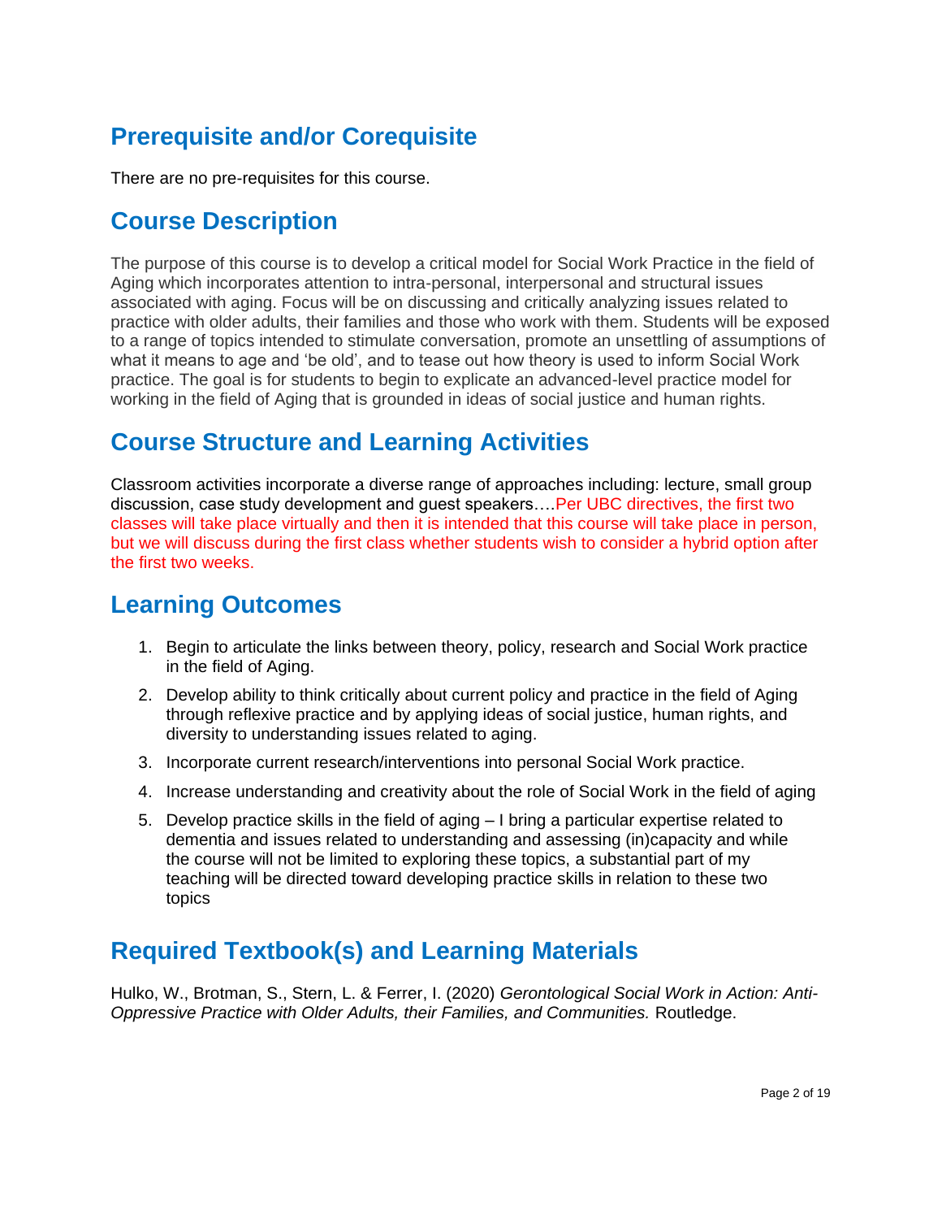## Prerequisite and/or Corequisite

There are no pre-requisites for this course.

## Course Description

The purpose of this course is to develop a critical model for Social Work Practice in the field of Aging which incorporates attention to intra-personal, interpersonal and structural issues associated with aging. Focus will be on discussing and critically analyzing issues related to practice with older adults, their families and those who work with them. Students will be exposed to a range of topics intended to stimulate conversation, promote an unsettling of assumptions of what it means to age and 'be old', and to tease out how theory is used to inform Social Work practice. The goal is for students to begin to explicate an advanced-level practice model for working in the field of Aging that is grounded in ideas of social justice and human rights.

## Course Structure and Learning Activities

Classroom activities incorporate a diverse range of approaches including: lecture, small group discussion, case study development and guest speakers….Per UBC directives, the first two classes will take place virtually and then it is intended that this course will take place in person, but we will discuss during the first class whether students wish to consider a hybrid option after the first two weeks.

## Learning Outcomes

1. Begin to articulate the links between theory, policy, research and Social Work practice in the field of Aging.
2. Develop ability to think critically about current policy and practice in the field of Aging through reflexive practice and by applying ideas of social justice, human rights, and diversity to understanding issues related to aging.
3. Incorporate current research/interventions into personal Social Work practice.
4. Increase understanding and creativity about the role of Social Work in the field of aging
5. Develop practice skills in the field of aging – I bring a particular expertise related to dementia and issues related to understanding and assessing (in)capacity and while the course will not be limited to exploring these topics, a substantial part of my teaching will be directed toward developing practice skills in relation to these two topics

## Required Textbook(s) and Learning Materials

Hulko, W., Brotman, S., Stern, L. & Ferrer, I. (2020) *Gerontological Social Work in Action: Anti-Oppressive Practice with Older Adults, their Families, and Communities.* Routledge.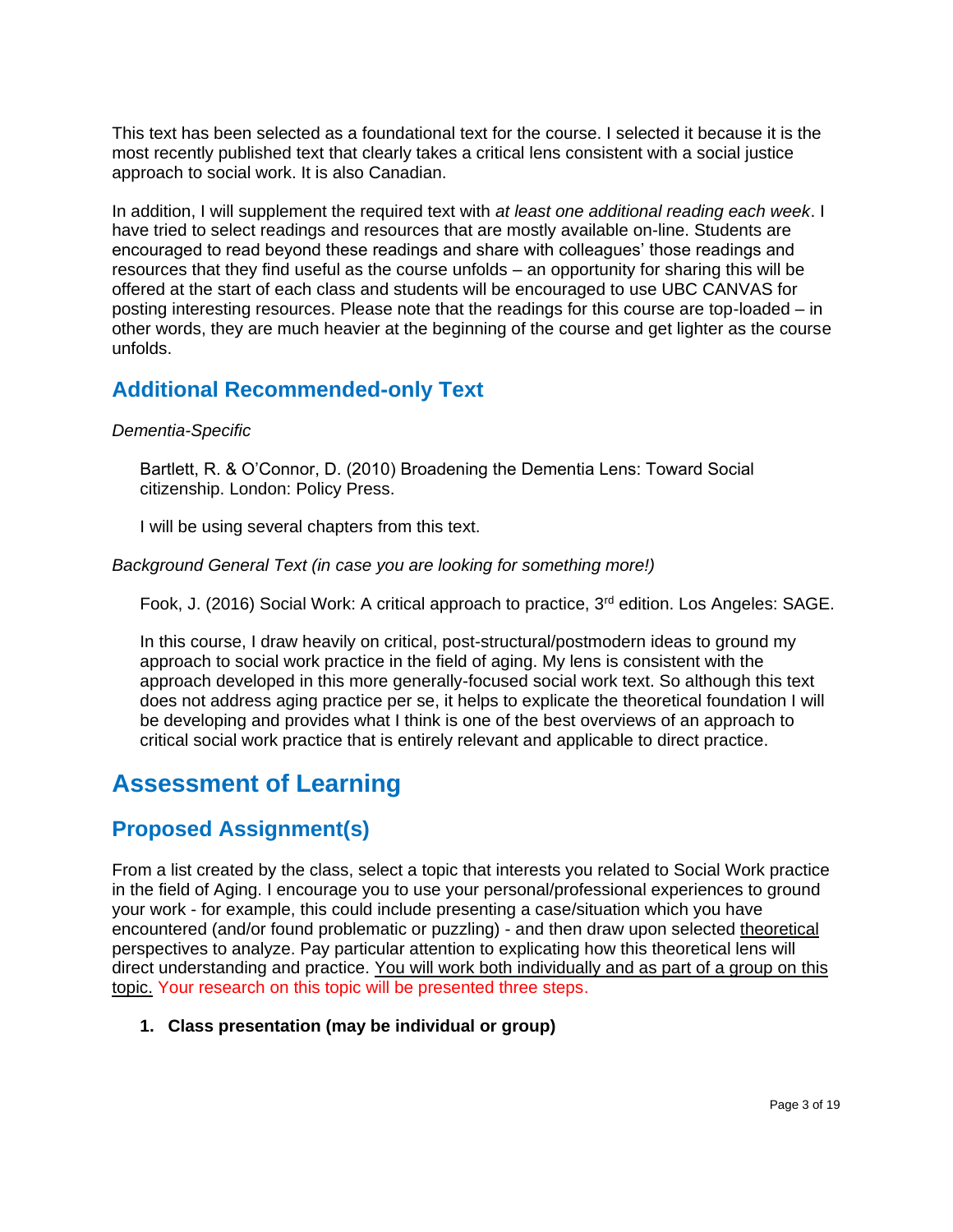This text has been selected as a foundational text for the course. I selected it because it is the most recently published text that clearly takes a critical lens consistent with a social justice approach to social work. It is also Canadian.

In addition, I will supplement the required text with *at least one additional reading each week*. I have tried to select readings and resources that are mostly available on-line. Students are encouraged to read beyond these readings and share with colleagues' those readings and resources that they find useful as the course unfolds – an opportunity for sharing this will be offered at the start of each class and students will be encouraged to use UBC CANVAS for posting interesting resources. Please note that the readings for this course are top-loaded – in other words, they are much heavier at the beginning of the course and get lighter as the course unfolds.

## Additional Recommended-only Text

*Dementia-Specific*

> Bartlett, R. & O'Connor, D. (2010) Broadening the Dementia Lens: Toward Social citizenship. London: Policy Press.
>
> I will be using several chapters from this text.

*Background General Text (in case you are looking for something more!)*

> Fook, J. (2016) Social Work: A critical approach to practice, 3rd edition. Los Angeles: SAGE.
>
> In this course, I draw heavily on critical, post-structural/postmodern ideas to ground my approach to social work practice in the field of aging. My lens is consistent with the approach developed in this more generally-focused social work text. So although this text does not address aging practice per se, it helps to explicate the theoretical foundation I will be developing and provides what I think is one of the best overviews of an approach to critical social work practice that is entirely relevant and applicable to direct practice.

# Assessment of Learning

## Proposed Assignment(s)

From a list created by the class, select a topic that interests you related to Social Work practice in the field of Aging. I encourage you to use your personal/professional experiences to ground your work - for example, this could include presenting a case/situation which you have encountered (and/or found problematic or puzzling) - and then draw upon selected theoretical perspectives to analyze. Pay particular attention to explicating how this theoretical lens will direct understanding and practice. You will work both individually and as part of a group on this topic. Your research on this topic will be presented three steps.

1. **Class presentation (may be individual or group)**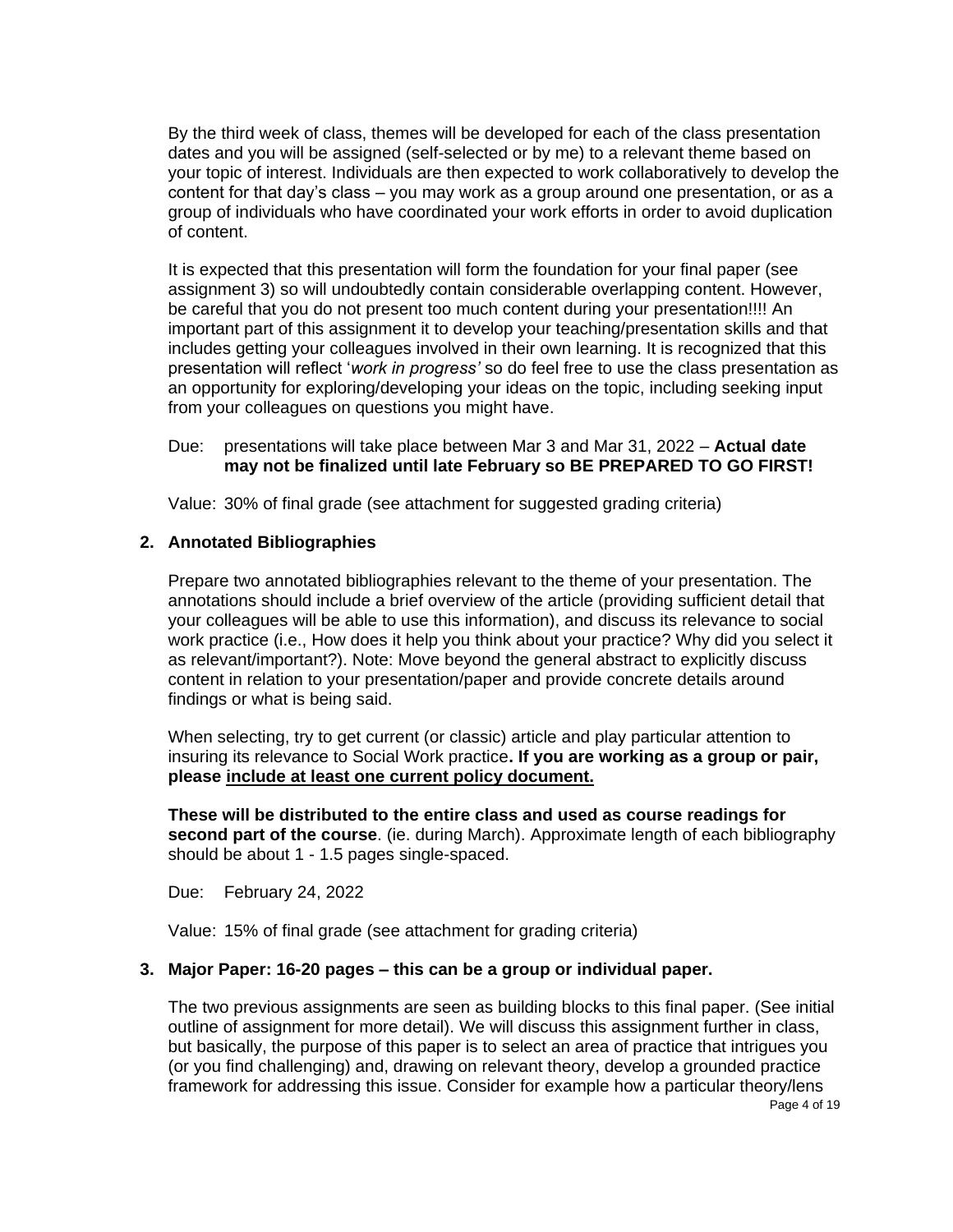By the third week of class, themes will be developed for each of the class presentation dates and you will be assigned (self-selected or by me) to a relevant theme based on your topic of interest. Individuals are then expected to work collaboratively to develop the content for that day's class – you may work as a group around one presentation, or as a group of individuals who have coordinated your work efforts in order to avoid duplication of content.

It is expected that this presentation will form the foundation for your final paper (see assignment 3) so will undoubtedly contain considerable overlapping content. However, be careful that you do not present too much content during your presentation!!!! An important part of this assignment it to develop your teaching/presentation skills and that includes getting your colleagues involved in their own learning. It is recognized that this presentation will reflect '*work in progress'* so do feel free to use the class presentation as an opportunity for exploring/developing your ideas on the topic, including seeking input from your colleagues on questions you might have.

Due: presentations will take place between Mar 3 and Mar 31, 2022 – **Actual date may not be finalized until late February so BE PREPARED TO GO FIRST!**

Value: 30% of final grade (see attachment for suggested grading criteria)

**2. Annotated Bibliographies**

Prepare two annotated bibliographies relevant to the theme of your presentation. The annotations should include a brief overview of the article (providing sufficient detail that your colleagues will be able to use this information), and discuss its relevance to social work practice (i.e., How does it help you think about your practice? Why did you select it as relevant/important?). Note: Move beyond the general abstract to explicitly discuss content in relation to your presentation/paper and provide concrete details around findings or what is being said.

When selecting, try to get current (or classic) article and play particular attention to insuring its relevance to Social Work practice**. If you are working as a group or pair, please <u>include at least one current policy document.</u>**

**These will be distributed to the entire class and used as course readings for second part of the course**. (ie. during March). Approximate length of each bibliography should be about 1 - 1.5 pages single-spaced.

Due: February 24, 2022

Value: 15% of final grade (see attachment for grading criteria)

**3. Major Paper: 16-20 pages – this can be a group or individual paper.**

The two previous assignments are seen as building blocks to this final paper. (See initial outline of assignment for more detail). We will discuss this assignment further in class, but basically, the purpose of this paper is to select an area of practice that intrigues you (or you find challenging) and, drawing on relevant theory, develop a grounded practice framework for addressing this issue. Consider for example how a particular theory/lens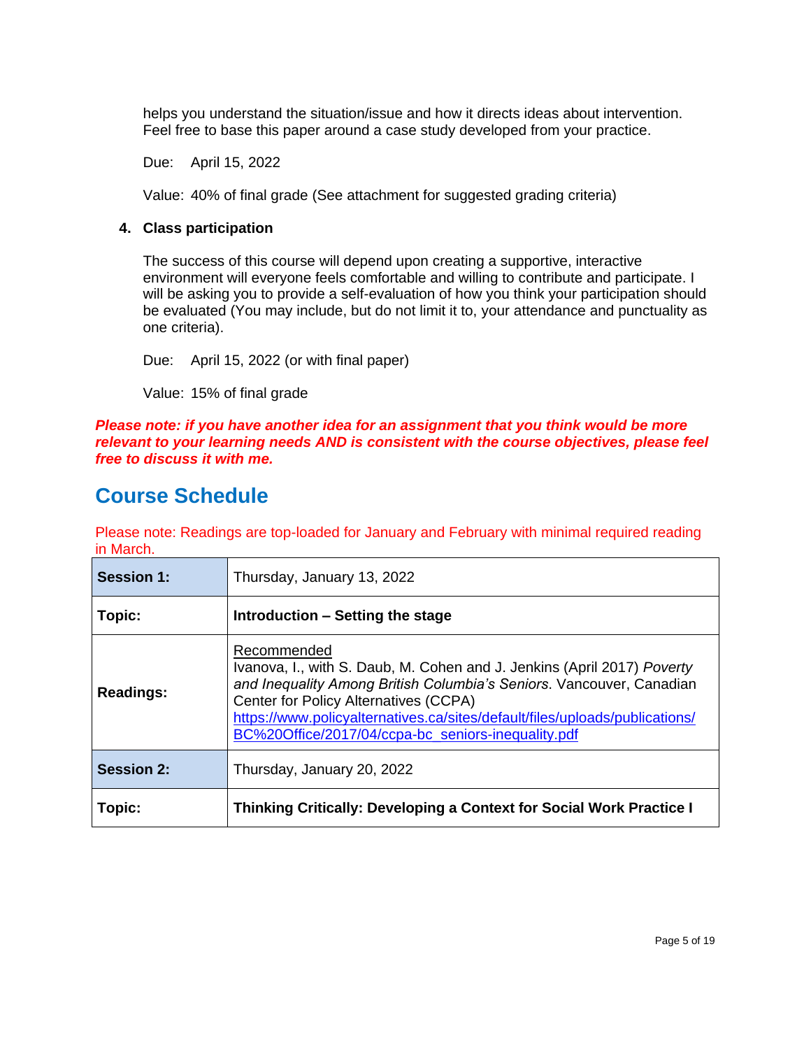helps you understand the situation/issue and how it directs ideas about intervention. Feel free to base this paper around a case study developed from your practice.

Due: April 15, 2022

Value: 40% of final grade (See attachment for suggested grading criteria)

4. **Class participation**

The success of this course will depend upon creating a supportive, interactive environment will everyone feels comfortable and willing to contribute and participate. I will be asking you to provide a self-evaluation of how you think your participation should be evaluated (You may include, but do not limit it to, your attendance and punctuality as one criteria).

Due: April 15, 2022 (or with final paper)

Value: 15% of final grade

***Please note: if you have another idea for an assignment that you think would be more relevant to your learning needs AND is consistent with the course objectives, please feel free to discuss it with me.***

## Course Schedule

Please note: Readings are top-loaded for January and February with minimal required reading in March.

| | |
|---|---|
| **Session 1:** | Thursday, January 13, 2022 |
| **Topic:** | **Introduction – Setting the stage** |
| **Readings:** | Recommended<br>Ivanova, I., with S. Daub, M. Cohen and J. Jenkins (April 2017) *Poverty and Inequality Among British Columbia's Seniors*. Vancouver, Canadian Center for Policy Alternatives (CCPA)<br>https://www.policyalternatives.ca/sites/default/files/uploads/publications/BC%20Office/2017/04/ccpa-bc_seniors-inequality.pdf |
| **Session 2:** | Thursday, January 20, 2022 |
| **Topic:** | **Thinking Critically: Developing a Context for Social Work Practice I** |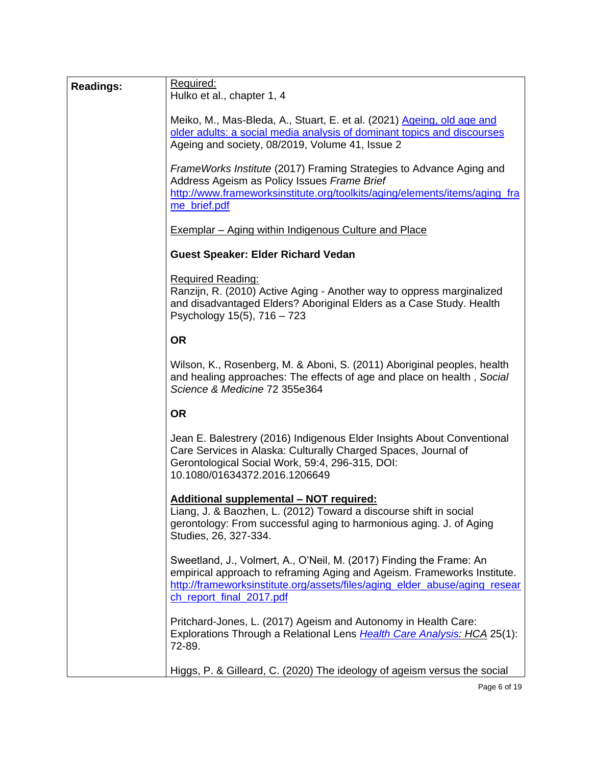| | |
|---|---|
| **Readings:** | <u>Required:</u><br>Hulko et al., chapter 1, 4<br><br>Meiko, M., Mas-Bleda, A., Stuart, E. et al. (2021) [Ageing, old age and older adults: a social media analysis of dominant topics and discourses]() Ageing and society, 08/2019, Volume 41, Issue 2<br><br>*FrameWorks Institute* (2017) Framing Strategies to Advance Aging and Address Ageism as Policy Issues *Frame Brief* [http://www.frameworksinstitute.org/toolkits/aging/elements/items/aging_frame_brief.pdf](http://www.frameworksinstitute.org/toolkits/aging/elements/items/aging_frame_brief.pdf)<br><br><u>Exemplar – Aging within Indigenous Culture and Place</u><br><br>**Guest Speaker: Elder Richard Vedan**<br><br><u>Required Reading:</u><br>Ranzijn, R. (2010) Active Aging - Another way to oppress marginalized and disadvantaged Elders? Aboriginal Elders as a Case Study. Health Psychology 15(5), 716 – 723<br><br>**OR**<br><br>Wilson, K., Rosenberg, M. & Aboni, S. (2011) Aboriginal peoples, health and healing approaches: The effects of age and place on health , *Social Science & Medicine* 72 355e364<br><br>**OR**<br><br>Jean E. Balestrery (2016) Indigenous Elder Insights About Conventional Care Services in Alaska: Culturally Charged Spaces, Journal of Gerontological Social Work, 59:4, 296-315, DOI: 10.1080/01634372.2016.1206649<br><br>**<u>Additional supplemental – NOT required:</u>**<br>Liang, J. & Baozhen, L. (2012) Toward a discourse shift in social gerontology: From successful aging to harmonious aging. J. of Aging Studies, 26, 327-334.<br><br>Sweetland, J., Volmert, A., O'Neil, M. (2017) Finding the Frame: An empirical approach to reframing Aging and Ageism. Frameworks Institute. [http://frameworksinstitute.org/assets/files/aging_elder_abuse/aging_research_report_final_2017.pdf](http://frameworksinstitute.org/assets/files/aging_elder_abuse/aging_research_report_final_2017.pdf)<br><br>Pritchard-Jones, L. (2017) Ageism and Autonomy in Health Care: Explorations Through a Relational Lens [*Health Care Analysis: HCA*]() 25(1): 72-89.<br><br>Higgs, P. & Gilleard, C. (2020) The ideology of ageism versus the social |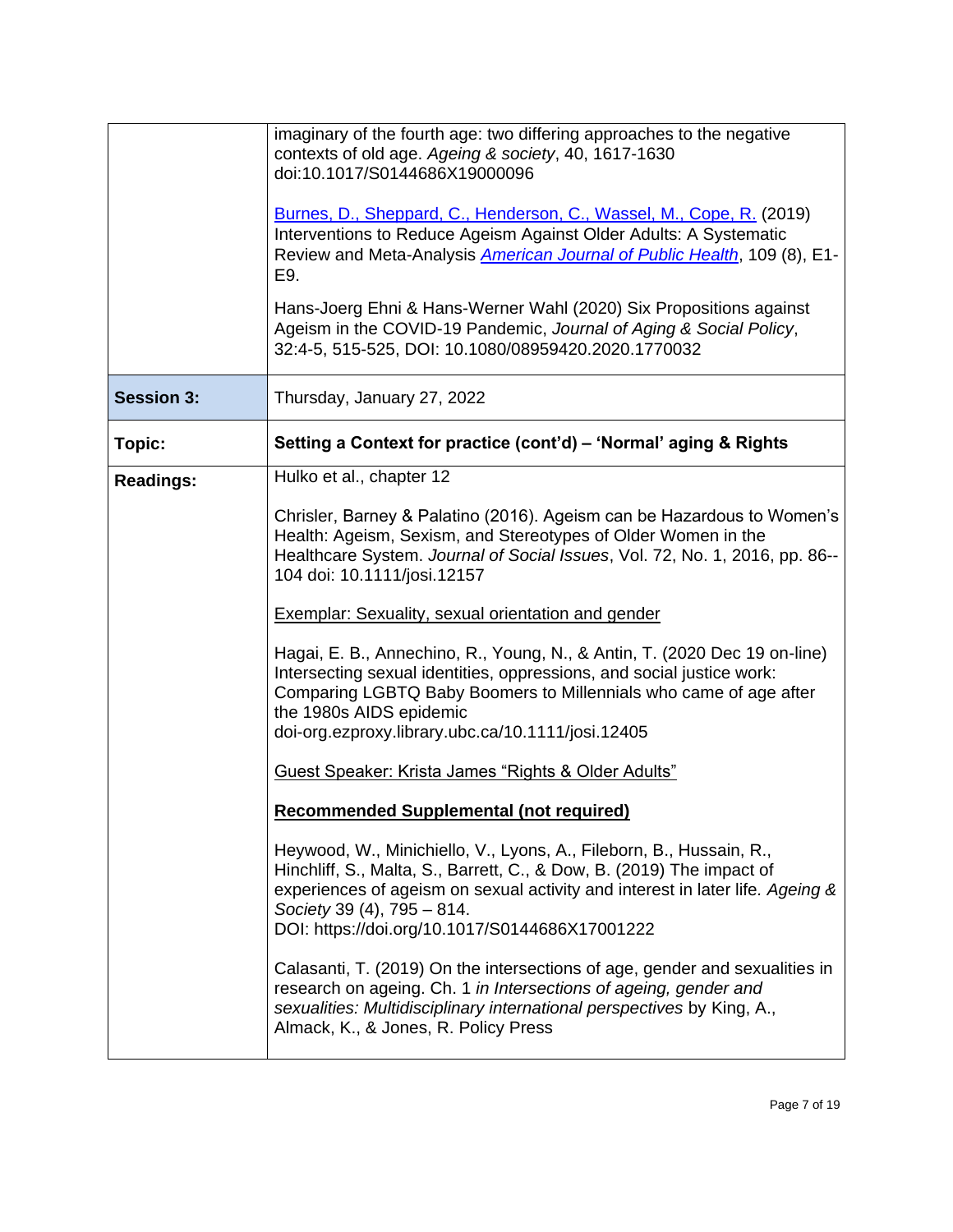| | |
|---|---|
| | imaginary of the fourth age: two differing approaches to the negative contexts of old age. *Ageing & society*, 40, 1617-1630 doi:10.1017/S0144686X19000096<br><br>Burnes, D., Sheppard, C., Henderson, C., Wassel, M., Cope, R. (2019) Interventions to Reduce Ageism Against Older Adults: A Systematic Review and Meta-Analysis *American Journal of Public Health*, 109 (8), E1-E9.<br><br>Hans-Joerg Ehni & Hans-Werner Wahl (2020) Six Propositions against Ageism in the COVID-19 Pandemic, *Journal of Aging & Social Policy*, 32:4-5, 515-525, DOI: 10.1080/08959420.2020.1770032 |
| **Session 3:** | Thursday, January 27, 2022 |
| **Topic:** | **Setting a Context for practice (cont'd) – 'Normal' aging & Rights** |
| **Readings:** | Hulko et al., chapter 12<br><br>Chrisler, Barney & Palatino (2016). Ageism can be Hazardous to Women's Health: Ageism, Sexism, and Stereotypes of Older Women in the Healthcare System. *Journal of Social Issues*, Vol. 72, No. 1, 2016, pp. 86--104 doi: 10.1111/josi.12157<br><br><u>Exemplar: Sexuality, sexual orientation and gender</u><br><br>Hagai, E. B., Annechino, R., Young, N., & Antin, T. (2020 Dec 19 on-line) Intersecting sexual identities, oppressions, and social justice work: Comparing LGBTQ Baby Boomers to Millennials who came of age after the 1980s AIDS epidemic doi-org.ezproxy.library.ubc.ca/10.1111/josi.12405<br><br><u>Guest Speaker: Krista James "Rights & Older Adults"</u><br><br>**<u>Recommended Supplemental (not required)</u>**<br><br>Heywood, W., Minichiello, V., Lyons, A., Fileborn, B., Hussain, R., Hinchliff, S., Malta, S., Barrett, C., & Dow, B. (2019) The impact of experiences of ageism on sexual activity and interest in later life. *Ageing & Society* 39 (4), 795 – 814. DOI: https://doi.org/10.1017/S0144686X17001222<br><br>Calasanti, T. (2019) On the intersections of age, gender and sexualities in research on ageing. Ch. 1 *in Intersections of ageing, gender and sexualities: Multidisciplinary international perspectives* by King, A., Almack, K., & Jones, R. Policy Press |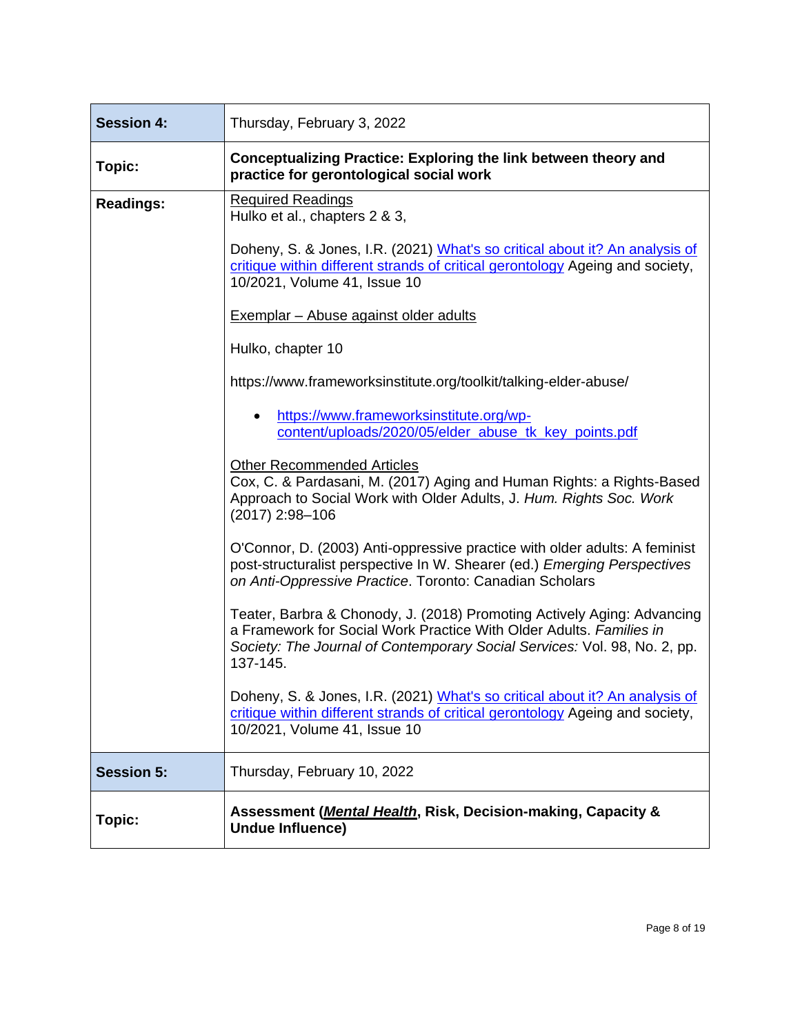| Session 4: | Thursday, February 3, 2022 |
| --- | --- |
| **Topic:** | **Conceptualizing Practice: Exploring the link between theory and practice for gerontological social work** |
| **Readings:** | <u>Required Readings</u><br>Hulko et al., chapters 2 & 3,<br><br>Doheny, S. & Jones, I.R. (2021) [What's so critical about it? An analysis of critique within different strands of critical gerontology]() Ageing and society, 10/2021, Volume 41, Issue 10<br><br><u>Exemplar – Abuse against older adults</u><br><br>Hulko, chapter 10<br><br>https://www.frameworksinstitute.org/toolkit/talking-elder-abuse/<br><br>• [https://www.frameworksinstitute.org/wp-content/uploads/2020/05/elder_abuse_tk_key_points.pdf](https://www.frameworksinstitute.org/wp-content/uploads/2020/05/elder_abuse_tk_key_points.pdf)<br><br><u>Other Recommended Articles</u><br>Cox, C. & Pardasani, M. (2017) Aging and Human Rights: a Rights-Based Approach to Social Work with Older Adults, J. *Hum. Rights Soc. Work* (2017) 2:98–106<br><br>O'Connor, D. (2003) Anti-oppressive practice with older adults: A feminist post-structuralist perspective In W. Shearer (ed.) *Emerging Perspectives on Anti-Oppressive Practice*. Toronto: Canadian Scholars<br><br>Teater, Barbra & Chonody, J. (2018) Promoting Actively Aging: Advancing a Framework for Social Work Practice With Older Adults. *Families in Society: The Journal of Contemporary Social Services:* Vol. 98, No. 2, pp. 137-145.<br><br>Doheny, S. & Jones, I.R. (2021) [What's so critical about it? An analysis of critique within different strands of critical gerontology]() Ageing and society, 10/2021, Volume 41, Issue 10 |
| **Session 5:** | Thursday, February 10, 2022 |
| **Topic:** | **Assessment (*<u>Mental Health</u>*, Risk, Decision-making, Capacity & Undue Influence)** |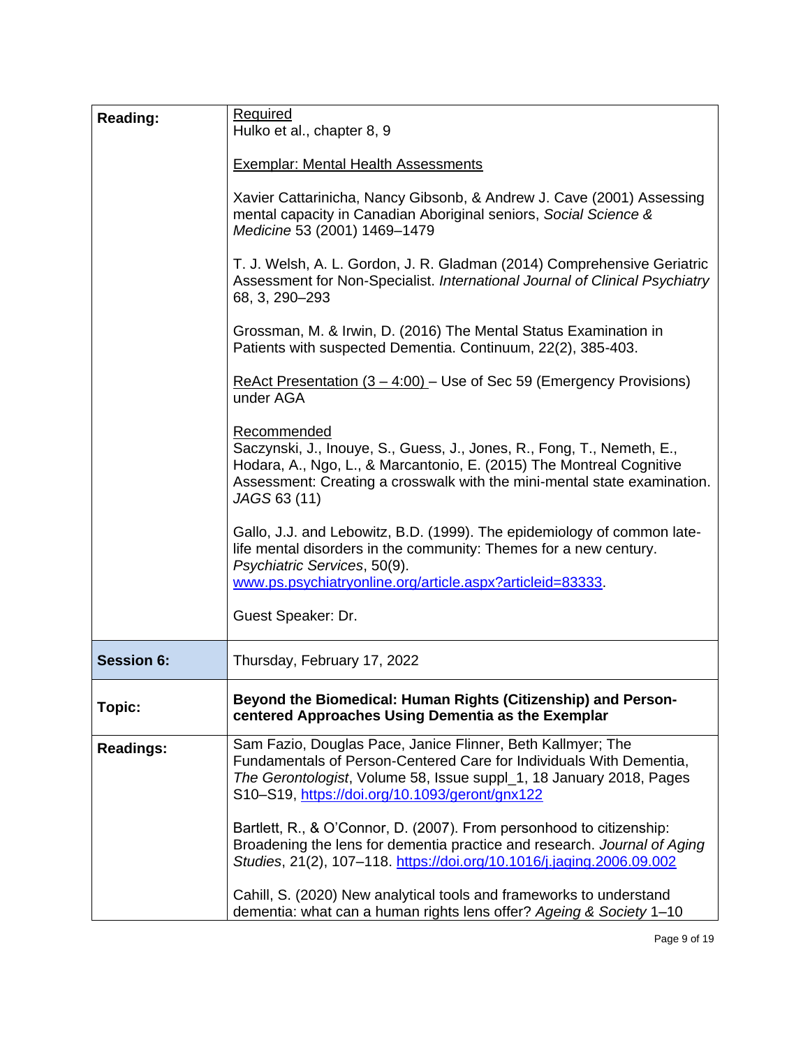| | |
|---|---|
| **Reading:** | <u>Required</u><br>Hulko et al., chapter 8, 9<br><br><u>Exemplar: Mental Health Assessments</u><br><br>Xavier Cattarinicha, Nancy Gibsonb, & Andrew J. Cave (2001) Assessing mental capacity in Canadian Aboriginal seniors, *Social Science & Medicine* 53 (2001) 1469–1479<br><br>T. J. Welsh, A. L. Gordon, J. R. Gladman (2014) Comprehensive Geriatric Assessment for Non-Specialist. *International Journal of Clinical Psychiatry* 68, 3, 290–293<br><br>Grossman, M. & Irwin, D. (2016) The Mental Status Examination in Patients with suspected Dementia. Continuum, 22(2), 385-403.<br><br><u>ReAct Presentation (3 – 4:00)</u> – Use of Sec 59 (Emergency Provisions) under AGA<br><br><u>Recommended</u><br>Saczynski, J., Inouye, S., Guess, J., Jones, R., Fong, T., Nemeth, E., Hodara, A., Ngo, L., & Marcantonio, E. (2015) The Montreal Cognitive Assessment: Creating a crosswalk with the mini-mental state examination. *JAGS* 63 (11)<br><br>Gallo, J.J. and Lebowitz, B.D. (1999). The epidemiology of common late-life mental disorders in the community: Themes for a new century. *Psychiatric Services*, 50(9). [www.ps.psychiatryonline.org/article.aspx?articleid=83333](www.ps.psychiatryonline.org/article.aspx?articleid=83333).<br><br>Guest Speaker: Dr. |
| **Session 6:** | Thursday, February 17, 2022 |
| **Topic:** | **Beyond the Biomedical: Human Rights (Citizenship) and Person-centered Approaches Using Dementia as the Exemplar** |
| **Readings:** | Sam Fazio, Douglas Pace, Janice Flinner, Beth Kallmyer; The Fundamentals of Person-Centered Care for Individuals With Dementia, *The Gerontologist*, Volume 58, Issue suppl_1, 18 January 2018, Pages S10–S19, [https://doi.org/10.1093/geront/gnx122](https://doi.org/10.1093/geront/gnx122)<br><br>Bartlett, R., & O'Connor, D. (2007). From personhood to citizenship: Broadening the lens for dementia practice and research. *Journal of Aging Studies*, 21(2), 107–118. [https://doi.org/10.1016/j.jaging.2006.09.002](https://doi.org/10.1016/j.jaging.2006.09.002)<br><br>Cahill, S. (2020) New analytical tools and frameworks to understand dementia: what can a human rights lens offer? *Ageing & Society* 1–10 |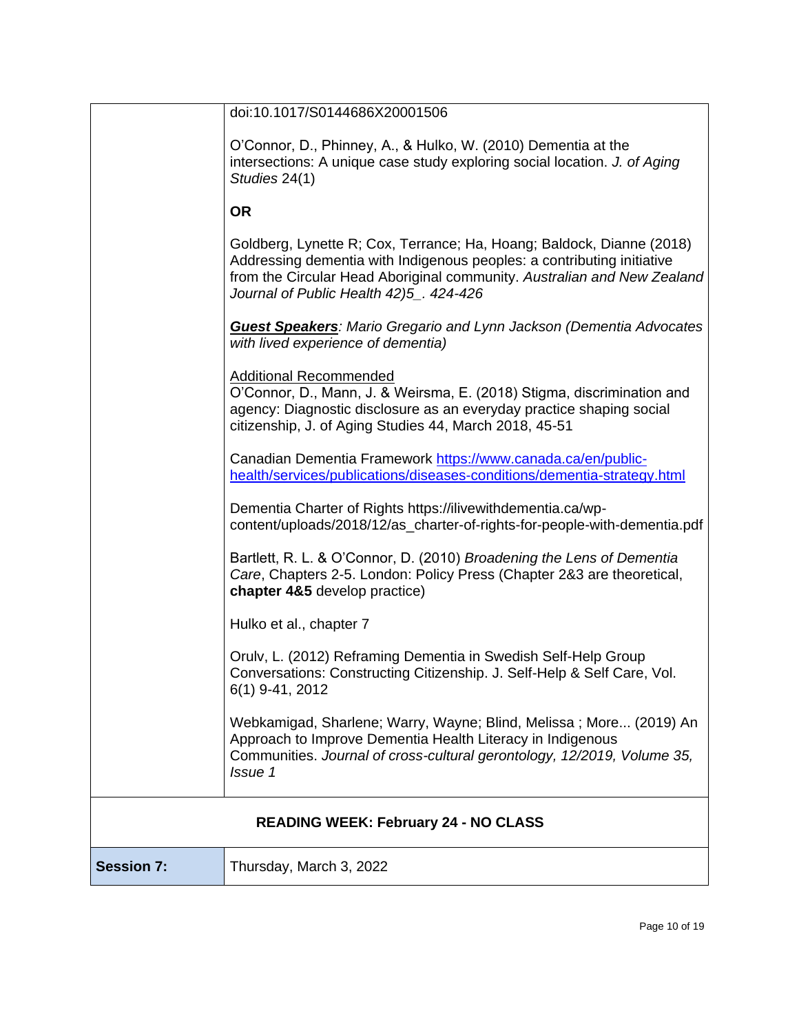| | |
|---|---|
| | doi:10.1017/S0144686X20001506<br><br>O'Connor, D., Phinney, A., & Hulko, W. (2010) Dementia at the intersections: A unique case study exploring social location. *J. of Aging Studies* 24(1)<br><br>**OR**<br><br>Goldberg, Lynette R; Cox, Terrance; Ha, Hoang; Baldock, Dianne (2018) Addressing dementia with Indigenous peoples: a contributing initiative from the Circular Head Aboriginal community. *Australian and New Zealand Journal of Public Health 42)5_. 424-426*<br><br>***<u>Guest Speakers</u>**: Mario Gregario and Lynn Jackson (Dementia Advocates with lived experience of dementia)*<br><br><u>Additional Recommended</u><br>O'Connor, D., Mann, J. & Weirsma, E. (2018) Stigma, discrimination and agency: Diagnostic disclosure as an everyday practice shaping social citizenship, J. of Aging Studies 44, March 2018, 45-51<br><br>Canadian Dementia Framework https://www.canada.ca/en/public-health/services/publications/diseases-conditions/dementia-strategy.html<br><br>Dementia Charter of Rights https://ilivewithdementia.ca/wp-content/uploads/2018/12/as_charter-of-rights-for-people-with-dementia.pdf<br><br>Bartlett, R. L. & O'Connor, D. (2010) *Broadening the Lens of Dementia Care*, Chapters 2-5. London: Policy Press (Chapter 2&3 are theoretical, **chapter 4&5** develop practice)<br><br>Hulko et al., chapter 7<br><br>Orulv, L. (2012) Reframing Dementia in Swedish Self-Help Group Conversations: Constructing Citizenship. J. Self-Help & Self Care, Vol. 6(1) 9-41, 2012<br><br>Webkamigad, Sharlene; Warry, Wayne; Blind, Melissa ; More... (2019) An Approach to Improve Dementia Health Literacy in Indigenous Communities. *Journal of cross-cultural gerontology, 12/2019, Volume 35, Issue 1* |
| **READING WEEK: February 24 - NO CLASS** | |
| **Session 7:** | Thursday, March 3, 2022 |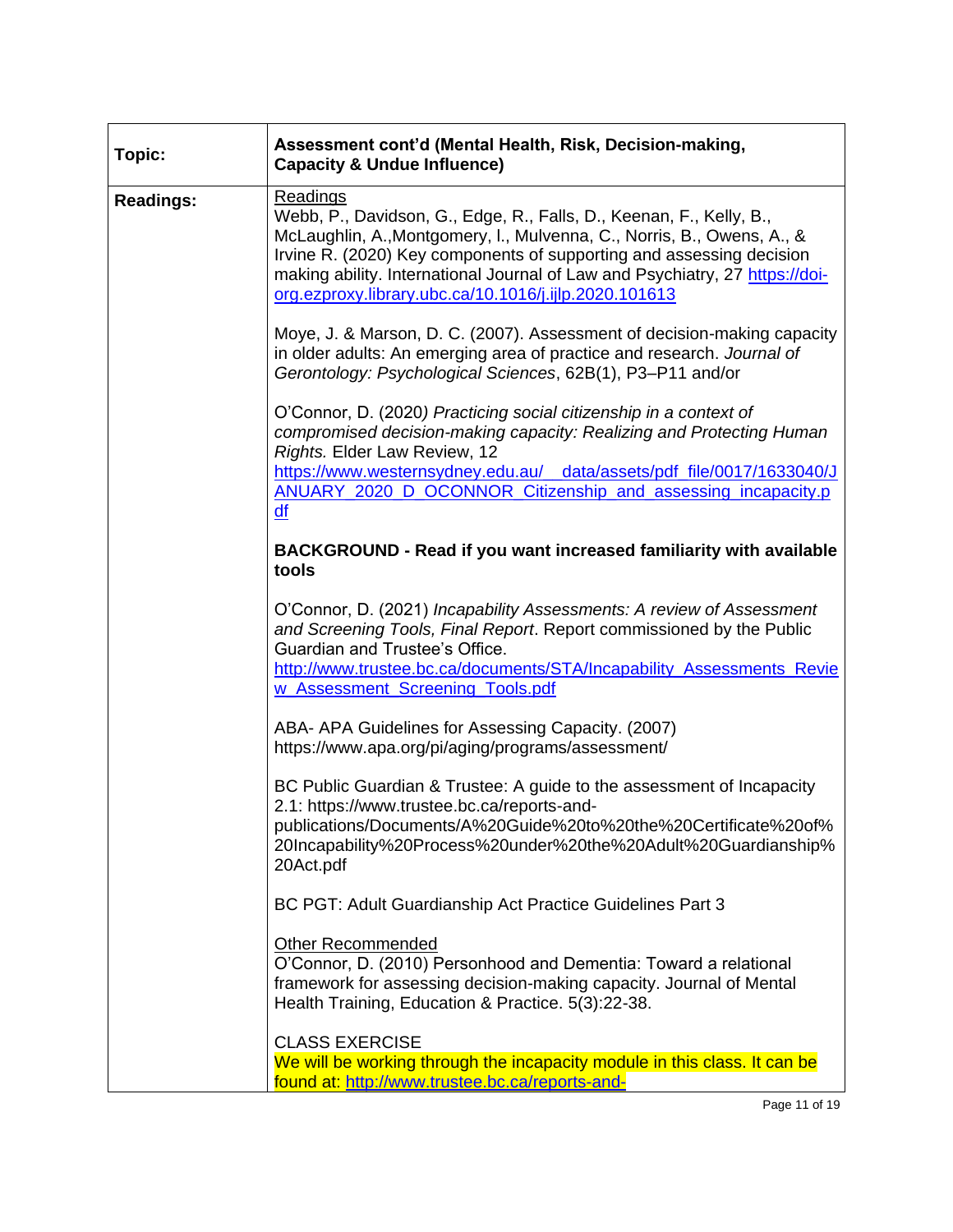| Topic: | **Assessment cont'd (Mental Health, Risk, Decision-making, Capacity & Undue Influence)** |
|---|---|
| **Readings:** | Readings<br>Webb, P., Davidson, G., Edge, R., Falls, D., Keenan, F., Kelly, B., McLaughlin, A.,Montgomery, l., Mulvenna, C., Norris, B., Owens, A., & Irvine R. (2020) Key components of supporting and assessing decision making ability. International Journal of Law and Psychiatry, 27 https://doi-org.ezproxy.library.ubc.ca/10.1016/j.ijlp.2020.101613<br><br>Moye, J. & Marson, D. C. (2007). Assessment of decision-making capacity in older adults: An emerging area of practice and research. *Journal of Gerontology: Psychological Sciences*, 62B(1), P3–P11 and/or<br><br>O'Connor, D. (2020*) Practicing social citizenship in a context of compromised decision-making capacity: Realizing and Protecting Human Rights.* Elder Law Review, 12 https://www.westernsydney.edu.au/__data/assets/pdf_file/0017/1633040/JANUARY_2020_D_OCONNOR_Citizenship_and_assessing_incapacity.pdf<br><br>**BACKGROUND - Read if you want increased familiarity with available tools**<br><br>O'Connor, D. (2021) *Incapability Assessments: A review of Assessment and Screening Tools, Final Report*. Report commissioned by the Public Guardian and Trustee's Office. http://www.trustee.bc.ca/documents/STA/Incapability_Assessments_Review_Assessment_Screening_Tools.pdf<br><br>ABA- APA Guidelines for Assessing Capacity. (2007) https://www.apa.org/pi/aging/programs/assessment/<br><br>BC Public Guardian & Trustee: A guide to the assessment of Incapacity 2.1: https://www.trustee.bc.ca/reports-and-publications/Documents/A%20Guide%20to%20the%20Certificate%20of%20Incapability%20Process%20under%20the%20Adult%20Guardianship%20Act.pdf<br><br>BC PGT: Adult Guardianship Act Practice Guidelines Part 3<br><br>Other Recommended<br>O'Connor, D. (2010) Personhood and Dementia: Toward a relational framework for assessing decision-making capacity. Journal of Mental Health Training, Education & Practice. 5(3):22-38.<br><br>CLASS EXERCISE<br>We will be working through the incapacity module in this class. It can be found at: http://www.trustee.bc.ca/reports-and- |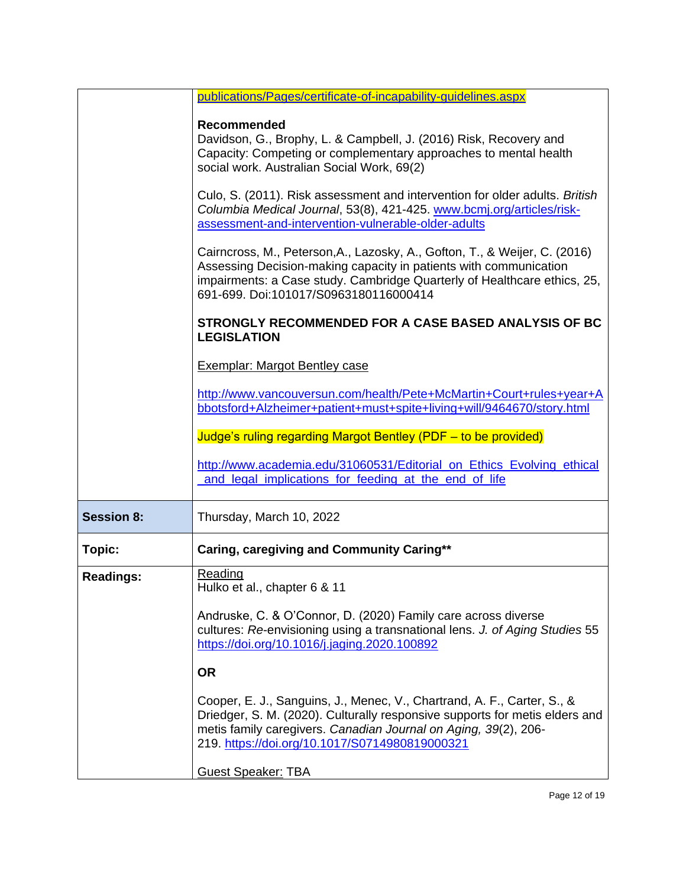| | |
|---|---|
| | publications/Pages/certificate-of-incapability-guidelines.aspx<br><br>**Recommended**<br>Davidson, G., Brophy, L. & Campbell, J. (2016) Risk, Recovery and Capacity: Competing or complementary approaches to mental health social work. Australian Social Work, 69(2)<br><br>Culo, S. (2011). Risk assessment and intervention for older adults. *British Columbia Medical Journal*, 53(8), 421-425. www.bcmj.org/articles/risk-assessment-and-intervention-vulnerable-older-adults<br><br>Cairncross, M., Peterson,A., Lazosky, A., Gofton, T., & Weijer, C. (2016) Assessing Decision-making capacity in patients with communication impairments: a Case study. Cambridge Quarterly of Healthcare ethics, 25, 691-699. Doi:101017/S0963180116000414<br><br>**STRONGLY RECOMMENDED FOR A CASE BASED ANALYSIS OF BC LEGISLATION**<br><br>Exemplar: Margot Bentley case<br><br>http://www.vancouversun.com/health/Pete+McMartin+Court+rules+year+Abbotsford+Alzheimer+patient+must+spite+living+will/9464670/story.html<br><br>Judge's ruling regarding Margot Bentley (PDF – to be provided)<br><br>http://www.academia.edu/31060531/Editorial_on_Ethics_Evolving_ethical_and_legal_implications_for_feeding_at_the_end_of_life |
| **Session 8:** | Thursday, March 10, 2022 |
| **Topic:** | **Caring, caregiving and Community Caring**** |
| **Readings:** | Reading<br>Hulko et al., chapter 6 & 11<br><br>Andruske, C. & O'Connor, D. (2020) Family care across diverse cultures: *Re*-envisioning using a transnational lens. *J. of Aging Studies* 55 https://doi.org/10.1016/j.jaging.2020.100892<br><br>**OR**<br><br>Cooper, E. J., Sanguins, J., Menec, V., Chartrand, A. F., Carter, S., & Driedger, S. M. (2020). Culturally responsive supports for metis elders and metis family caregivers. *Canadian Journal on Aging, 39*(2), 206-219. https://doi.org/10.1017/S0714980819000321<br><br>Guest Speaker: TBA |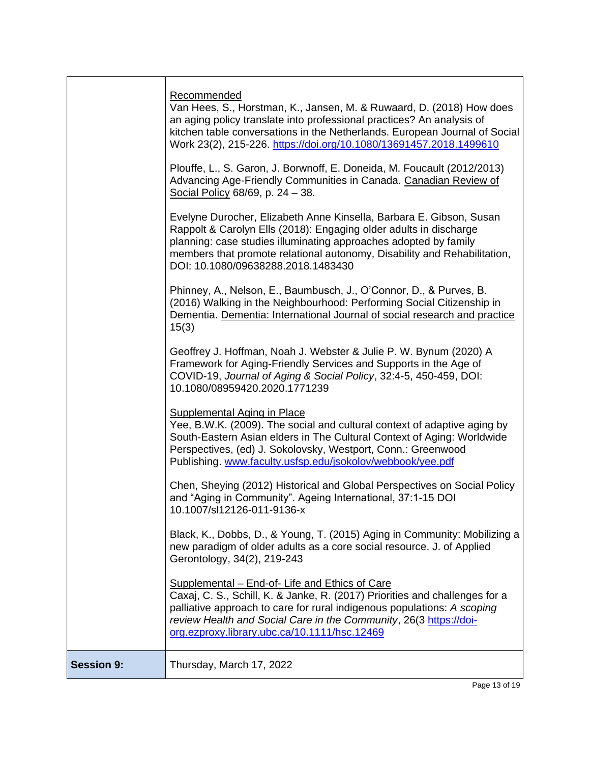| | |
|---|---|
| | <u>Recommended</u><br>Van Hees, S., Horstman, K., Jansen, M. & Ruwaard, D. (2018) How does an aging policy translate into professional practices? An analysis of kitchen table conversations in the Netherlands. European Journal of Social Work 23(2), 215-226. https://doi.org/10.1080/13691457.2018.1499610<br><br>Plouffe, L., S. Garon, J. Borwnoff, E. Doneida, M. Foucault (2012/2013) Advancing Age-Friendly Communities in Canada. <u>Canadian Review of Social Policy</u> 68/69, p. 24 – 38.<br><br>Evelyne Durocher, Elizabeth Anne Kinsella, Barbara E. Gibson, Susan Rappolt & Carolyn Ells (2018): Engaging older adults in discharge planning: case studies illuminating approaches adopted by family members that promote relational autonomy, Disability and Rehabilitation, DOI: 10.1080/09638288.2018.1483430<br><br>Phinney, A., Nelson, E., Baumbusch, J., O'Connor, D., & Purves, B. (2016) Walking in the Neighbourhood: Performing Social Citizenship in Dementia. <u>Dementia: International Journal of social research and practice</u> 15(3)<br><br>Geoffrey J. Hoffman, Noah J. Webster & Julie P. W. Bynum (2020) A Framework for Aging-Friendly Services and Supports in the Age of COVID-19, *Journal of Aging & Social Policy*, 32:4-5, 450-459, DOI: 10.1080/08959420.2020.1771239<br><br><u>Supplemental Aging in Place</u><br>Yee, B.W.K. (2009). The social and cultural context of adaptive aging by South-Eastern Asian elders in The Cultural Context of Aging: Worldwide Perspectives, (ed) J. Sokolovsky, Westport, Conn.: Greenwood Publishing. www.faculty.usfsp.edu/jsokolov/webbook/yee.pdf<br><br>Chen, Sheying (2012) Historical and Global Perspectives on Social Policy and "Aging in Community". Ageing International, 37:1-15 DOI 10.1007/sl12126-011-9136-x<br><br>Black, K., Dobbs, D., & Young, T. (2015) Aging in Community: Mobilizing a new paradigm of older adults as a core social resource. J. of Applied Gerontology, 34(2), 219-243<br><br><u>Supplemental – End-of- Life and Ethics of Care</u><br>Caxaj, C. S., Schill, K. & Janke, R. (2017) Priorities and challenges for a palliative approach to care for rural indigenous populations: *A scoping review Health and Social Care in the Community*, 26(3 https://doi-org.ezproxy.library.ubc.ca/10.1111/hsc.12469 |
| **Session 9:** | Thursday, March 17, 2022 |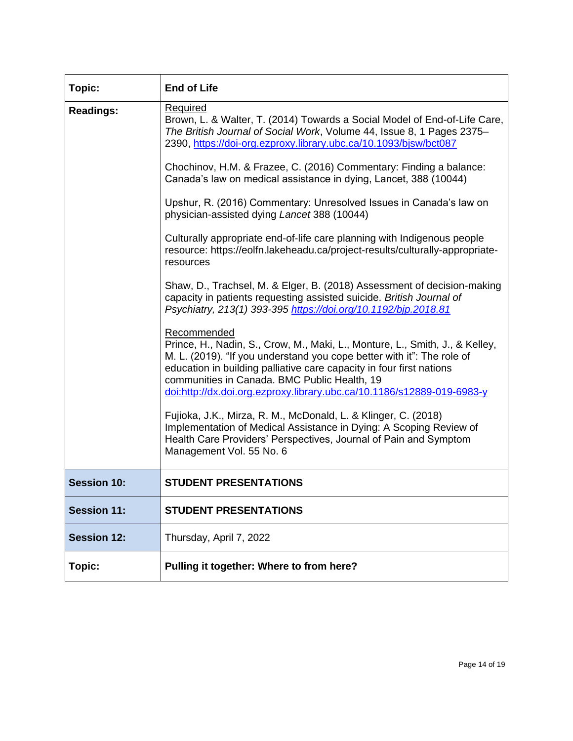| Topic: | End of Life |
|---|---|
| **Readings:** | <u>Required</u><br>Brown, L. & Walter, T. (2014) Towards a Social Model of End-of-Life Care, *The British Journal of Social Work*, Volume 44, Issue 8, 1 Pages 2375–2390, https://doi-org.ezproxy.library.ubc.ca/10.1093/bjsw/bct087<br><br>Chochinov, H.M. & Frazee, C. (2016) Commentary: Finding a balance: Canada's law on medical assistance in dying, Lancet, 388 (10044)<br><br>Upshur, R. (2016) Commentary: Unresolved Issues in Canada's law on physician-assisted dying *Lancet* 388 (10044)<br><br>Culturally appropriate end-of-life care planning with Indigenous people resource: https://eolfn.lakeheadu.ca/project-results/culturally-appropriate-resources<br><br>Shaw, D., Trachsel, M. & Elger, B. (2018) Assessment of decision-making capacity in patients requesting assisted suicide. *British Journal of Psychiatry, 213(1) 393-395 https://doi.org/10.1192/bjp.2018.81*<br><br><u>Recommended</u><br>Prince, H., Nadin, S., Crow, M., Maki, L., Monture, L., Smith, J., & Kelley, M. L. (2019). "If you understand you cope better with it": The role of education in building palliative care capacity in four first nations communities in Canada. BMC Public Health, 19 doi:http://dx.doi.org.ezproxy.library.ubc.ca/10.1186/s12889-019-6983-y<br><br>Fujioka, J.K., Mirza, R. M., McDonald, L. & Klinger, C. (2018) Implementation of Medical Assistance in Dying: A Scoping Review of Health Care Providers' Perspectives, Journal of Pain and Symptom Management Vol. 55 No. 6 |
| **Session 10:** | **STUDENT PRESENTATIONS** |
| **Session 11:** | **STUDENT PRESENTATIONS** |
| **Session 12:** | Thursday, April 7, 2022 |
| **Topic:** | **Pulling it together: Where to from here?** |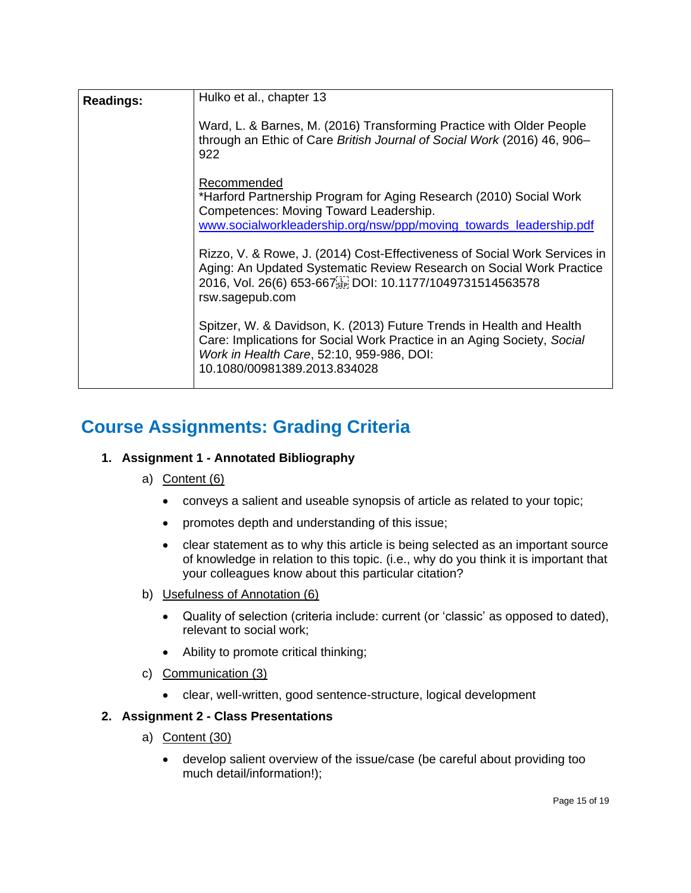| **Readings:** | Hulko et al., chapter 13<br><br>Ward, L. & Barnes, M. (2016) Transforming Practice with Older People through an Ethic of Care *British Journal of Social Work* (2016) 46, 906–922<br><br><u>Recommended</u><br>*Harford Partnership Program for Aging Research (2010) Social Work Competences: Moving Toward Leadership. [www.socialworkleadership.org/nsw/ppp/moving_towards_leadership.pdf](www.socialworkleadership.org/nsw/ppp/moving_towards_leadership.pdf)<br><br>Rizzo, V. & Rowe, J. (2014) Cost-Effectiveness of Social Work Services in Aging: An Updated Systematic Review Research on Social Work Practice 2016, Vol. 26(6) 653-667 DOI: 10.1177/1049731514563578 rsw.sagepub.com<br><br>Spitzer, W. & Davidson, K. (2013) Future Trends in Health and Health Care: Implications for Social Work Practice in an Aging Society, *Social Work in Health Care*, 52:10, 959-986, DOI: 10.1080/00981389.2013.834028 |
|---|---|

## Course Assignments: Grading Criteria

1. **Assignment 1 - Annotated Bibliography**
   a) <u>Content (6)</u>
      - conveys a salient and useable synopsis of article as related to your topic;
      - promotes depth and understanding of this issue;
      - clear statement as to why this article is being selected as an important source of knowledge in relation to this topic. (i.e., why do you think it is important that your colleagues know about this particular citation?
   
   b) <u>Usefulness of Annotation (6)</u>
      - Quality of selection (criteria include: current (or 'classic' as opposed to dated), relevant to social work;
      - Ability to promote critical thinking;
   
   c) <u>Communication (3)</u>
      - clear, well-written, good sentence-structure, logical development

2. **Assignment 2 - Class Presentations**
   a) <u>Content (30)</u>
      - develop salient overview of the issue/case (be careful about providing too much detail/information!);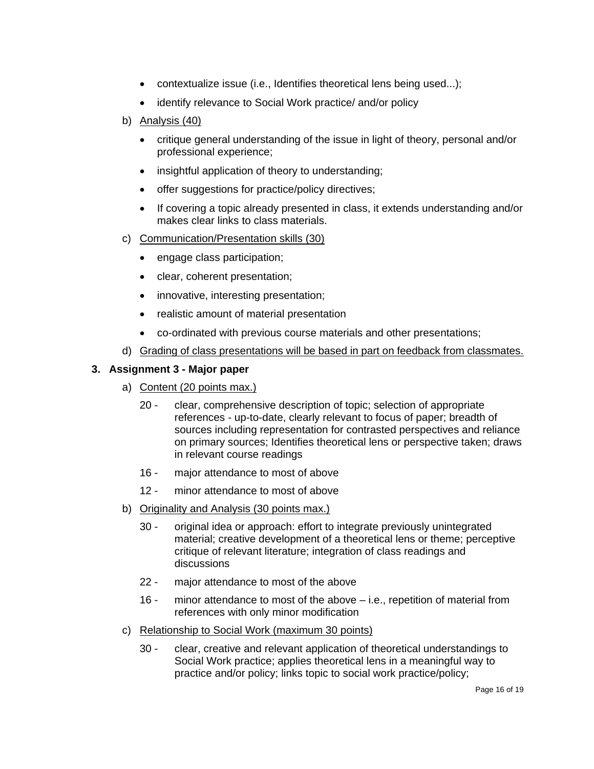- contextualize issue (i.e., Identifies theoretical lens being used...);
- identify relevance to Social Work practice/ and/or policy

b) Analysis (40)

- critique general understanding of the issue in light of theory, personal and/or professional experience;
- insightful application of theory to understanding;
- offer suggestions for practice/policy directives;
- If covering a topic already presented in class, it extends understanding and/or makes clear links to class materials.

c) Communication/Presentation skills (30)

- engage class participation;
- clear, coherent presentation;
- innovative, interesting presentation;
- realistic amount of material presentation
- co-ordinated with previous course materials and other presentations;

d) Grading of class presentations will be based in part on feedback from classmates.

**3. Assignment 3 - Major paper**

a) Content (20 points max.)

20 - clear, comprehensive description of topic; selection of appropriate references - up-to-date, clearly relevant to focus of paper; breadth of sources including representation for contrasted perspectives and reliance on primary sources; Identifies theoretical lens or perspective taken; draws in relevant course readings

16 - major attendance to most of above

12 - minor attendance to most of above

b) Originality and Analysis (30 points max.)

30 - original idea or approach: effort to integrate previously unintegrated material; creative development of a theoretical lens or theme; perceptive critique of relevant literature; integration of class readings and discussions

22 - major attendance to most of the above

16 - minor attendance to most of the above – i.e., repetition of material from references with only minor modification

c) Relationship to Social Work (maximum 30 points)

30 - clear, creative and relevant application of theoretical understandings to Social Work practice; applies theoretical lens in a meaningful way to practice and/or policy; links topic to social work practice/policy;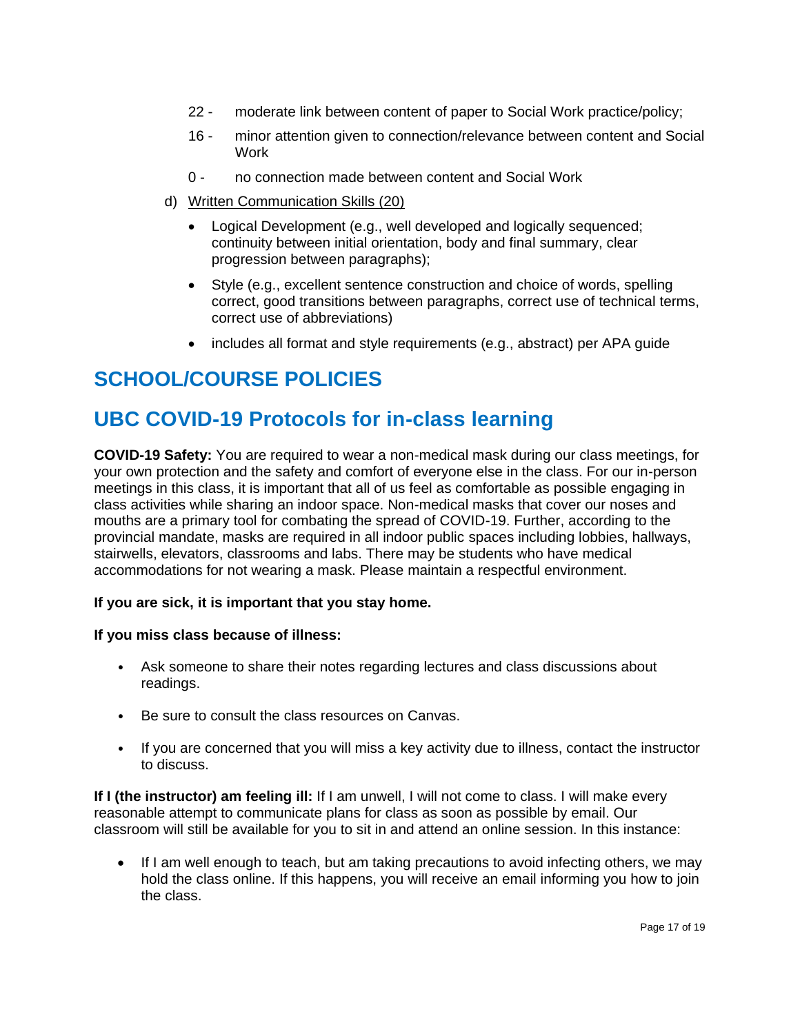22 - moderate link between content of paper to Social Work practice/policy;

16 - minor attention given to connection/relevance between content and Social Work

0 - no connection made between content and Social Work

d) Written Communication Skills (20)

- Logical Development (e.g., well developed and logically sequenced; continuity between initial orientation, body and final summary, clear progression between paragraphs);
- Style (e.g., excellent sentence construction and choice of words, spelling correct, good transitions between paragraphs, correct use of technical terms, correct use of abbreviations)
- includes all format and style requirements (e.g., abstract) per APA guide

# SCHOOL/COURSE POLICIES

# UBC COVID-19 Protocols for in-class learning

**COVID-19 Safety:** You are required to wear a non-medical mask during our class meetings, for your own protection and the safety and comfort of everyone else in the class. For our in-person meetings in this class, it is important that all of us feel as comfortable as possible engaging in class activities while sharing an indoor space. Non-medical masks that cover our noses and mouths are a primary tool for combating the spread of COVID-19. Further, according to the provincial mandate, masks are required in all indoor public spaces including lobbies, hallways, stairwells, elevators, classrooms and labs. There may be students who have medical accommodations for not wearing a mask. Please maintain a respectful environment.

**If you are sick, it is important that you stay home.**

**If you miss class because of illness:**

- Ask someone to share their notes regarding lectures and class discussions about readings.
- Be sure to consult the class resources on Canvas.
- If you are concerned that you will miss a key activity due to illness, contact the instructor to discuss.

**If I (the instructor) am feeling ill:** If I am unwell, I will not come to class. I will make every reasonable attempt to communicate plans for class as soon as possible by email. Our classroom will still be available for you to sit in and attend an online session. In this instance:

- If I am well enough to teach, but am taking precautions to avoid infecting others, we may hold the class online. If this happens, you will receive an email informing you how to join the class.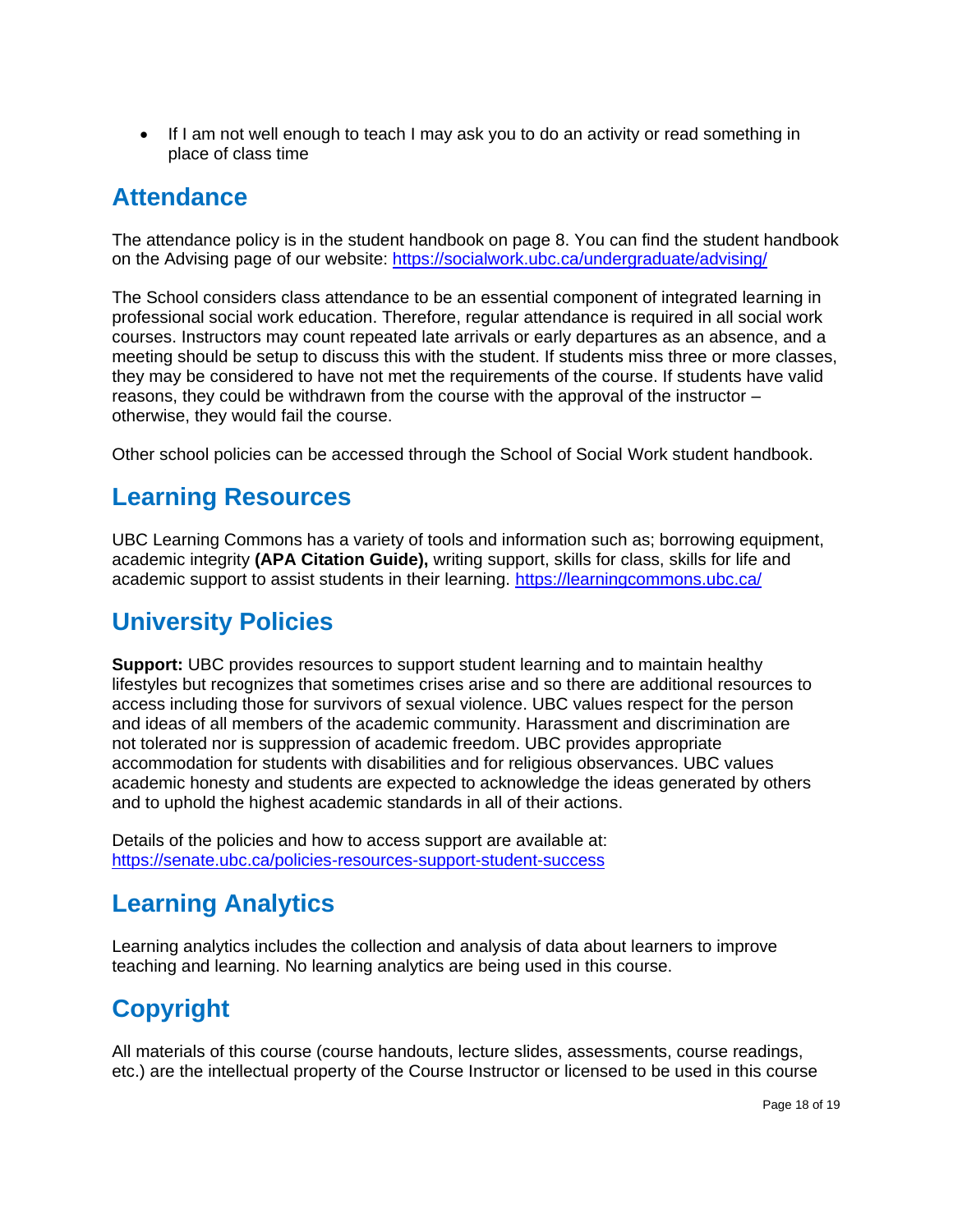- If I am not well enough to teach I may ask you to do an activity or read something in place of class time

## Attendance

The attendance policy is in the student handbook on page 8. You can find the student handbook on the Advising page of our website: https://socialwork.ubc.ca/undergraduate/advising/

The School considers class attendance to be an essential component of integrated learning in professional social work education. Therefore, regular attendance is required in all social work courses. Instructors may count repeated late arrivals or early departures as an absence, and a meeting should be setup to discuss this with the student. If students miss three or more classes, they may be considered to have not met the requirements of the course. If students have valid reasons, they could be withdrawn from the course with the approval of the instructor – otherwise, they would fail the course.

Other school policies can be accessed through the School of Social Work student handbook.

## Learning Resources

UBC Learning Commons has a variety of tools and information such as; borrowing equipment, academic integrity **(APA Citation Guide),** writing support, skills for class, skills for life and academic support to assist students in their learning. https://learningcommons.ubc.ca/

## University Policies

**Support:** UBC provides resources to support student learning and to maintain healthy lifestyles but recognizes that sometimes crises arise and so there are additional resources to access including those for survivors of sexual violence. UBC values respect for the person and ideas of all members of the academic community. Harassment and discrimination are not tolerated nor is suppression of academic freedom. UBC provides appropriate accommodation for students with disabilities and for religious observances. UBC values academic honesty and students are expected to acknowledge the ideas generated by others and to uphold the highest academic standards in all of their actions.

Details of the policies and how to access support are available at: https://senate.ubc.ca/policies-resources-support-student-success

## Learning Analytics

Learning analytics includes the collection and analysis of data about learners to improve teaching and learning. No learning analytics are being used in this course.

## Copyright

All materials of this course (course handouts, lecture slides, assessments, course readings, etc.) are the intellectual property of the Course Instructor or licensed to be used in this course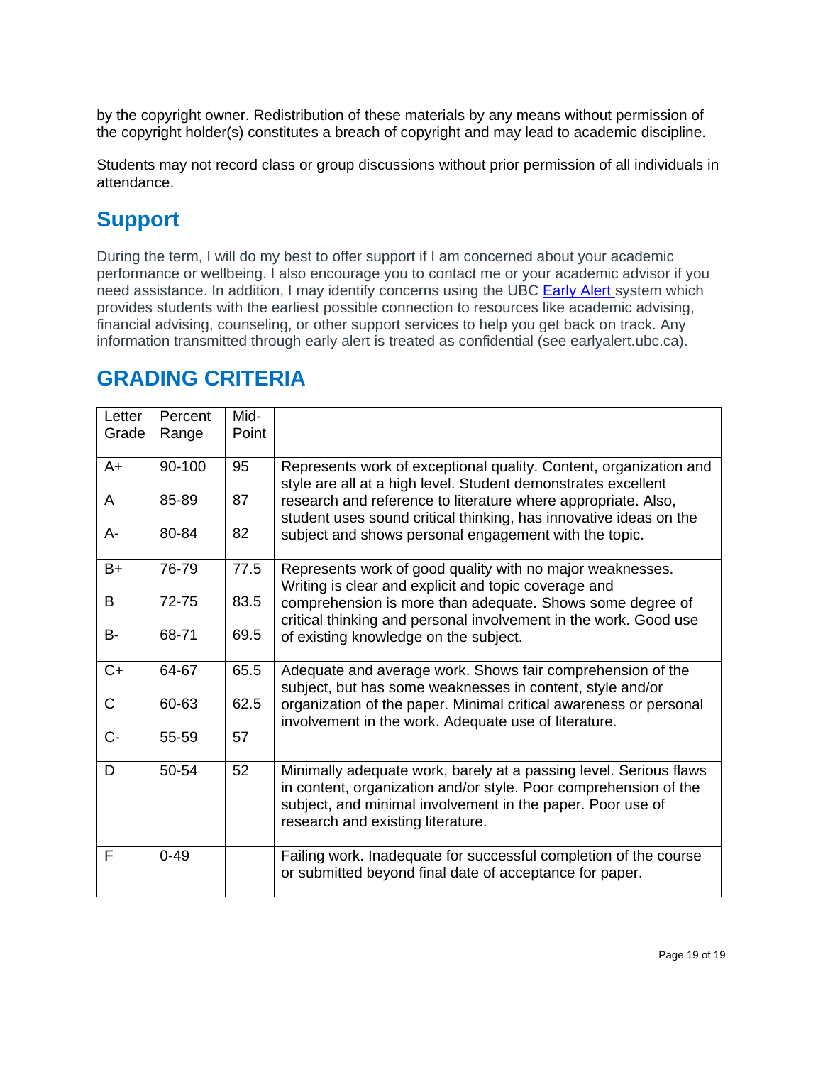by the copyright owner. Redistribution of these materials by any means without permission of the copyright holder(s) constitutes a breach of copyright and may lead to academic discipline.

Students may not record class or group discussions without prior permission of all individuals in attendance.

## Support

During the term, I will do my best to offer support if I am concerned about your academic performance or wellbeing. I also encourage you to contact me or your academic advisor if you need assistance. In addition, I may identify concerns using the UBC [Early Alert](earlyalert.ubc.ca) system which provides students with the earliest possible connection to resources like academic advising, financial advising, counseling, or other support services to help you get back on track. Any information transmitted through early alert is treated as confidential (see earlyalert.ubc.ca).

## GRADING CRITERIA

| Letter Grade | Percent Range | Mid-Point | |
|---|---|---|---|
| A+<br><br>A<br><br>A- | 90-100<br><br>85-89<br><br>80-84 | 95<br><br>87<br><br>82 | Represents work of exceptional quality. Content, organization and style are all at a high level. Student demonstrates excellent research and reference to literature where appropriate. Also, student uses sound critical thinking, has innovative ideas on the subject and shows personal engagement with the topic. |
| B+<br><br>B<br><br>B- | 76-79<br><br>72-75<br><br>68-71 | 77.5<br><br>83.5<br><br>69.5 | Represents work of good quality with no major weaknesses. Writing is clear and explicit and topic coverage and comprehension is more than adequate. Shows some degree of critical thinking and personal involvement in the work. Good use of existing knowledge on the subject. |
| C+<br><br>C<br><br>C- | 64-67<br><br>60-63<br><br>55-59 | 65.5<br><br>62.5<br><br>57 | Adequate and average work. Shows fair comprehension of the subject, but has some weaknesses in content, style and/or organization of the paper. Minimal critical awareness or personal involvement in the work. Adequate use of literature. |
| D | 50-54 | 52 | Minimally adequate work, barely at a passing level. Serious flaws in content, organization and/or style. Poor comprehension of the subject, and minimal involvement in the paper. Poor use of research and existing literature. |
| F | 0-49 | | Failing work. Inadequate for successful completion of the course or submitted beyond final date of acceptance for paper. |